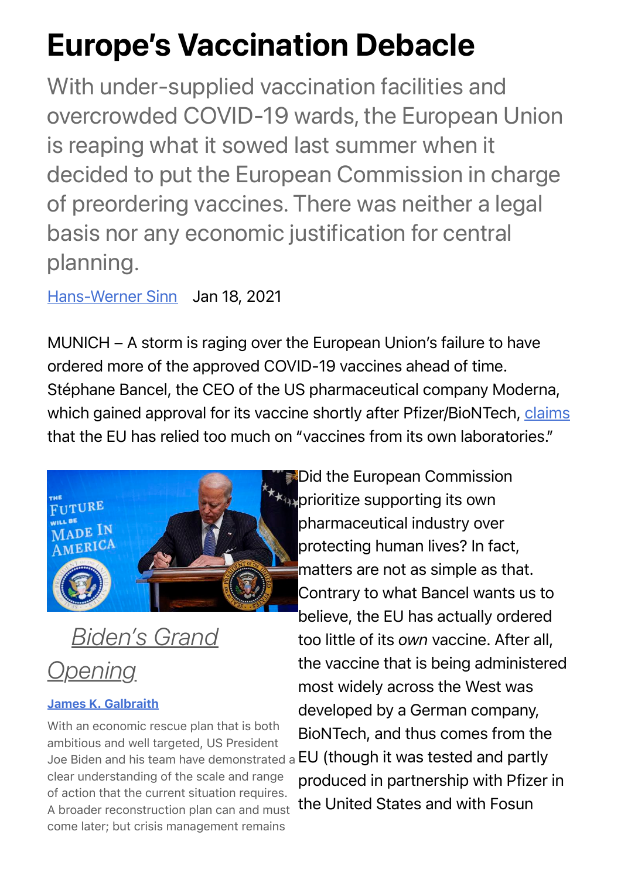# Europe's Vaccination Debacle

With under-supplied vaccination facilities and overcrowded COVID-19 wards, the European Union is reaping what it sowed last summer when it decided to put the European Commission in charge of preordering vaccines. There was neither a legal basis nor any economic justification for central planning.

Hans-Werner Sinn Jan 18, 2021

MUNICH – A storm is raging over the European Union's failure to have ordered more of the approved COVID-19 vaccines ahead of time. Stéphane Bancel, the CEO of the US pharmaceutical company Moderna, which gained approval for its vaccine shortly after Pfizer/BioNTech, claims that the EU has relied too much on "vaccines from its own laboratories."

*Biden's Grand Opening*

**James K. Galbraith**

With an economic rescue plan that is both ambitious and well targeted, US President Joe Biden and his team have demonstrated a clear understanding of the scale and range of action that the current situation requires. A broader reconstruction plan can and must come later; but crisis management remains

Did the European Commission prioritize supporting its own pharmaceutical industry over protecting human lives? In fact, matters are not as simple as that. Contrary to what Bancel wants us to believe, the EU has actually ordered too little of its *own* vaccine. After all, the vaccine that is being administered most widely across the West was developed by a German company, BioNTech, and thus comes from the EU (though it was tested and partly produced in partnership with Pfizer in the United States and with Fosun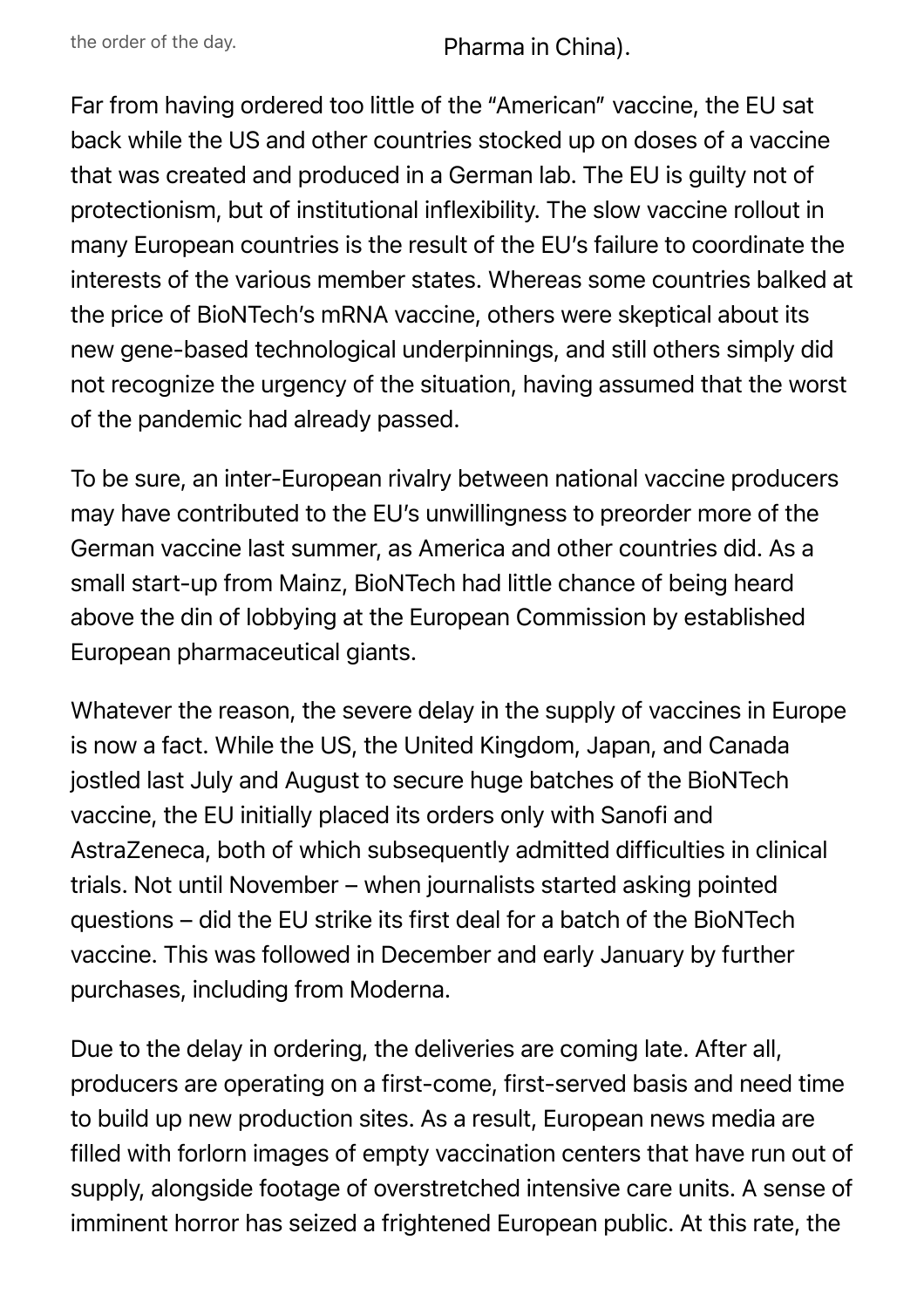the order of the day. Pharma in China).

Far from having ordered too little of the "American" vaccine, the EU sat back while the US and other countries stocked up on doses of a vaccine that was created and produced in a German lab. The EU is guilty not of protectionism, but of institutional inflexibility. The slow vaccine rollout in many European countries is the result of the EU's failure to coordinate the interests of the various member states. Whereas some countries balked at the price of BioNTech's mRNA vaccine, others were skeptical about its new gene-based technological underpinnings, and still others simply did not recognize the urgency of the situation, having assumed that the worst of the pandemic had already passed.

To be sure, an inter-European rivalry between national vaccine producers may have contributed to the EU's unwillingness to preorder more of the German vaccine last summer, as America and other countries did. As a small start-up from Mainz, BioNTech had little chance of being heard above the din of lobbying at the European Commission by established European pharmaceutical giants.

Whatever the reason, the severe delay in the supply of vaccines in Europe is now a fact. While the US, the United Kingdom, Japan, and Canada jostled last July and August to secure huge batches of the BioNTech vaccine, the EU initially placed its orders only with Sanofi and AstraZeneca, both of which subsequently admitted difficulties in clinical trials. Not until November – when journalists started asking pointed questions – did the EU strike its first deal for a batch of the BioNTech vaccine. This was followed in December and early January by further purchases, including from Moderna.

Due to the delay in ordering, the deliveries are coming late. After all, producers are operating on a first-come, first-served basis and need time to build up new production sites. As a result, European news media are filled with forlorn images of empty vaccination centers that have run out of supply, alongside footage of overstretched intensive care units. A sense of imminent horror has seized a frightened European public. At this rate, the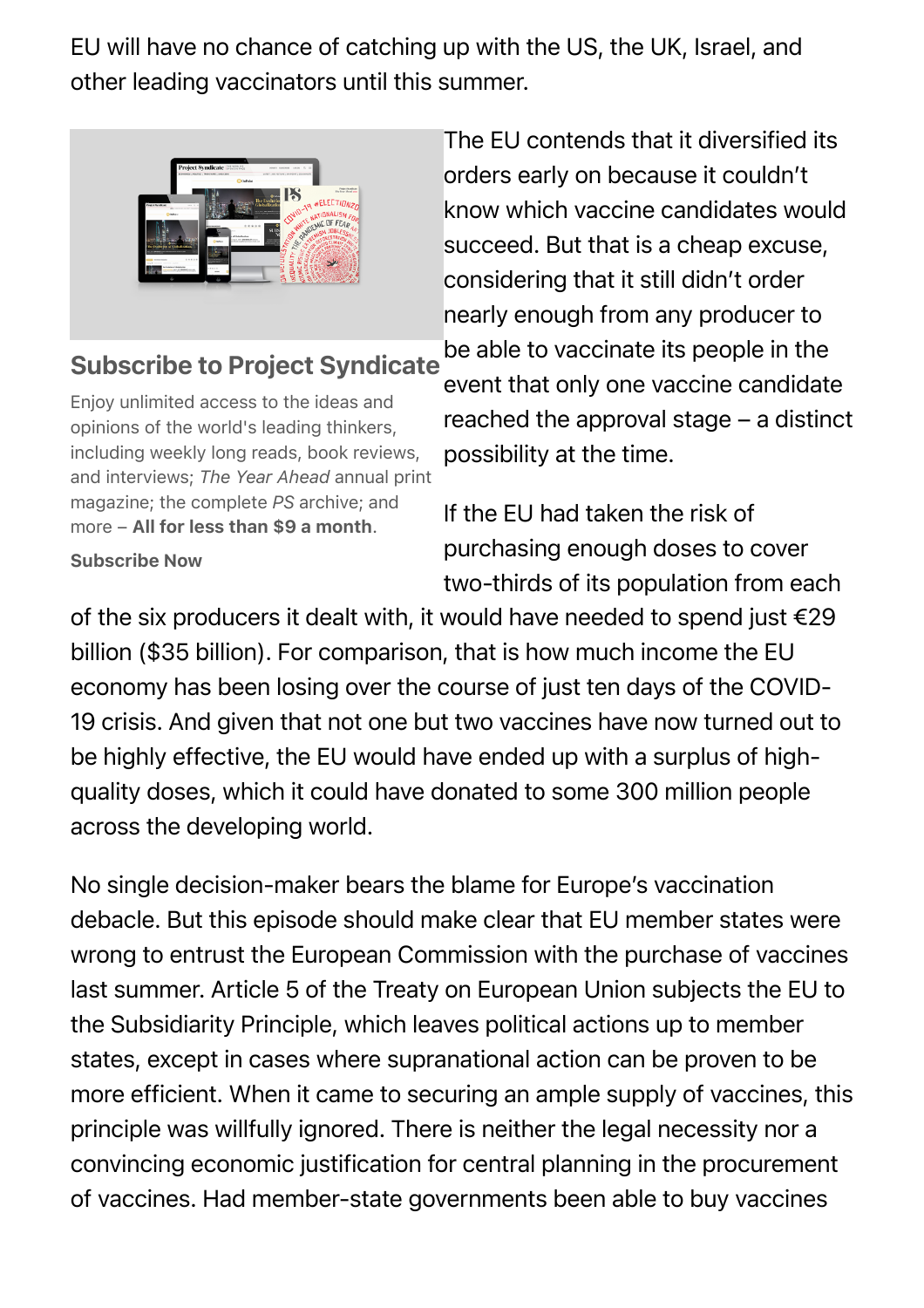EU will have no chance of catching up with the US, the UK, Israel, and other leading vaccinators until this summer.

The EU contends that it diversified its orders early on because it couldn't know which vaccine candidates would succeed. But that is a cheap excuse, considering that it still didn't order nearly enough from any producer to be able to vaccinate its people in the event that only one vaccine candidate reached the approval stage – a distinct possibility at the time.

If the EU had taken the risk of purchasing enough doses to cover two-thirds of its population from each of the six producers it dealt with, it would have needed to spend just €29 billion ($35 billion). For comparison, that is how much income the EU economy has been losing over the course of just ten days of the COVID-19 crisis. And given that not one but two vaccines have now turned out to be highly effective, the EU would have ended up with a surplus of high-quality doses, which it could have donated to some 300 million people across the developing world.

No single decision-maker bears the blame for Europe's vaccination debacle. But this episode should make clear that EU member states were wrong to entrust the European Commission with the purchase of vaccines last summer. Article 5 of the Treaty on European Union subjects the EU to the Subsidiarity Principle, which leaves political actions up to member states, except in cases where supranational action can be proven to be more efficient. When it came to securing an ample supply of vaccines, this principle was willfully ignored. There is neither the legal necessity nor a convincing economic justification for central planning in the procurement of vaccines. Had member-state governments been able to buy vaccines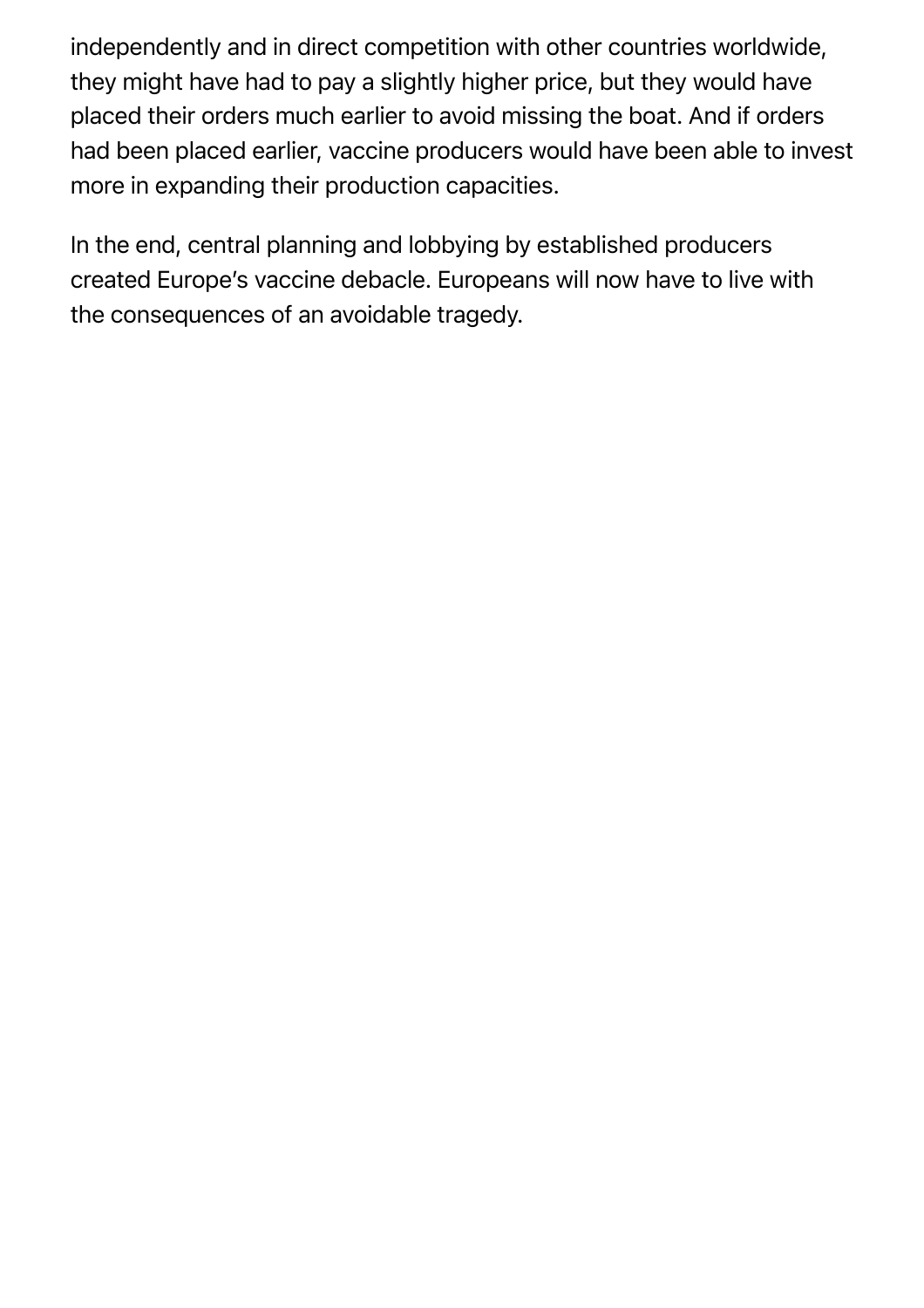independently and in direct competition with other countries worldwide, they might have had to pay a slightly higher price, but they would have placed their orders much earlier to avoid missing the boat. And if orders had been placed earlier, vaccine producers would have been able to invest more in expanding their production capacities.

In the end, central planning and lobbying by established producers created Europe's vaccine debacle. Europeans will now have to live with the consequences of an avoidable tragedy.